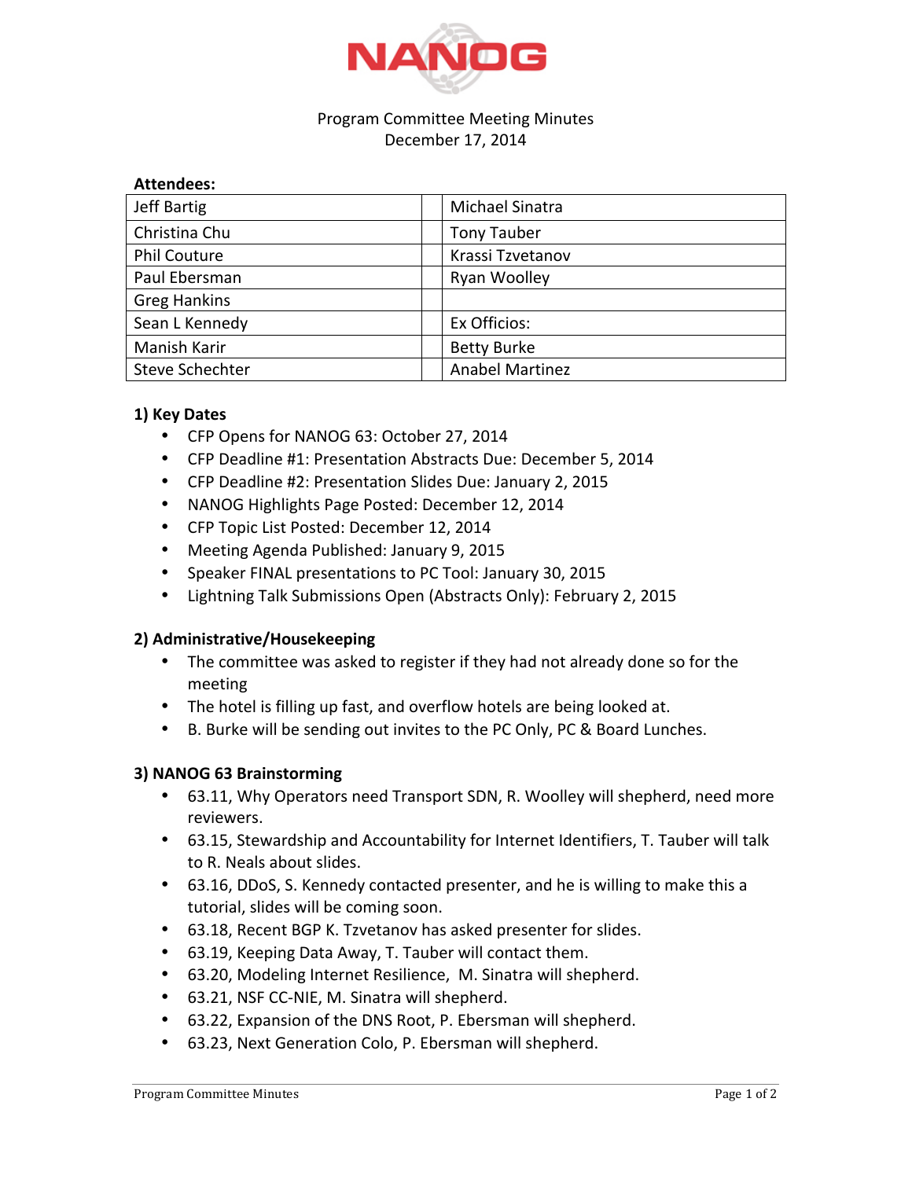NANOG

Program Committee Meeting Minutes
December 17, 2014

**Attendees:**

| | | |
|---|---|---|
| Jeff Bartig | | Michael Sinatra |
| Christina Chu | | Tony Tauber |
| Phil Couture | | Krassi Tzvetanov |
| Paul Ebersman | | Ryan Woolley |
| Greg Hankins | | |
| Sean L Kennedy | | Ex Officios: |
| Manish Karir | | Betty Burke |
| Steve Schechter | | Anabel Martinez |

**1) Key Dates**

- CFP Opens for NANOG 63: October 27, 2014
- CFP Deadline #1: Presentation Abstracts Due: December 5, 2014
- CFP Deadline #2: Presentation Slides Due: January 2, 2015
- NANOG Highlights Page Posted: December 12, 2014
- CFP Topic List Posted: December 12, 2014
- Meeting Agenda Published: January 9, 2015
- Speaker FINAL presentations to PC Tool: January 30, 2015
- Lightning Talk Submissions Open (Abstracts Only): February 2, 2015

**2) Administrative/Housekeeping**

- The committee was asked to register if they had not already done so for the meeting
- The hotel is filling up fast, and overflow hotels are being looked at.
- B. Burke will be sending out invites to the PC Only, PC & Board Lunches.

**3) NANOG 63 Brainstorming**

- 63.11, Why Operators need Transport SDN, R. Woolley will shepherd, need more reviewers.
- 63.15, Stewardship and Accountability for Internet Identifiers, T. Tauber will talk to R. Neals about slides.
- 63.16, DDoS, S. Kennedy contacted presenter, and he is willing to make this a tutorial, slides will be coming soon.
- 63.18, Recent BGP K. Tzvetanov has asked presenter for slides.
- 63.19, Keeping Data Away, T. Tauber will contact them.
- 63.20, Modeling Internet Resilience, M. Sinatra will shepherd.
- 63.21, NSF CC-NIE, M. Sinatra will shepherd.
- 63.22, Expansion of the DNS Root, P. Ebersman will shepherd.
- 63.23, Next Generation Colo, P. Ebersman will shepherd.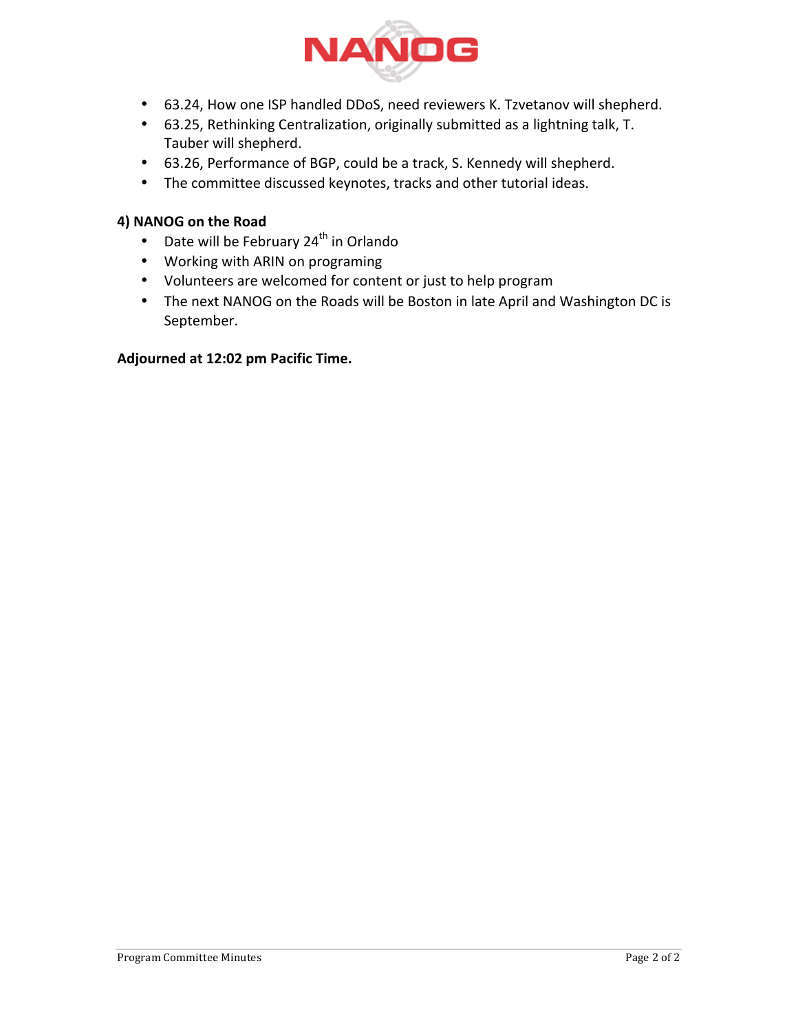- 63.24, How one ISP handled DDoS, need reviewers K. Tzvetanov will shepherd.
- 63.25, Rethinking Centralization, originally submitted as a lightning talk, T. Tauber will shepherd.
- 63.26, Performance of BGP, could be a track, S. Kennedy will shepherd.
- The committee discussed keynotes, tracks and other tutorial ideas.

**4) NANOG on the Road**

- Date will be February 24th in Orlando
- Working with ARIN on programing
- Volunteers are welcomed for content or just to help program
- The next NANOG on the Roads will be Boston in late April and Washington DC is September.

**Adjourned at 12:02 pm Pacific Time.**